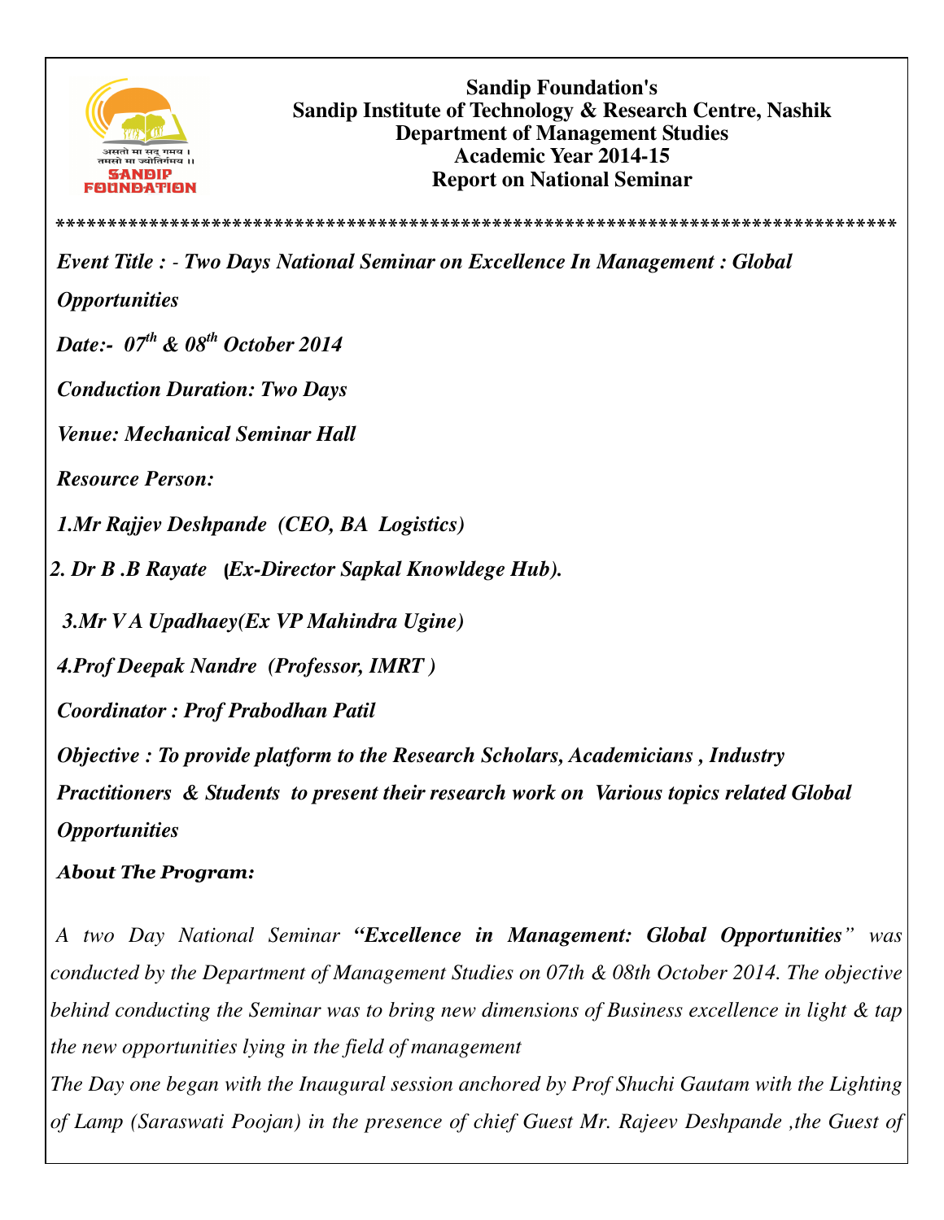**Sandip Foundation's**
**Sandip Institute of Technology & Research Centre, Nashik**
**Department of Management Studies**
**Academic Year 2014-15**
**Report on National Seminar**

*****************************************************************************

***Event Title : - Two Days National Seminar on Excellence In Management : Global Opportunities***

***Date:- $07^{th}$ & $08^{th}$ October 2014***

***Conduction Duration: Two Days***

***Venue: Mechanical Seminar Hall***

***Resource Person:***

1. ***Mr Rajjev Deshpande (CEO, BA Logistics)***
2. ***Dr B .B Rayate (Ex-Director Sapkal Knowldege Hub).***
3. ***Mr V A Upadhaey(Ex VP Mahindra Ugine)***
4. ***Prof Deepak Nandre (Professor, IMRT )***

***Coordinator : Prof Prabodhan Patil***

***Objective : To provide platform to the Research Scholars, Academicians , Industry Practitioners & Students to present their research work on Various topics related Global Opportunities***

***About The Program:***

*A two Day National Seminar **"Excellence in Management: Global Opportunities"** was conducted by the Department of Management Studies on 07th & 08th October 2014. The objective behind conducting the Seminar was to bring new dimensions of Business excellence in light & tap the new opportunities lying in the field of management*

*The Day one began with the Inaugural session anchored by Prof Shuchi Gautam with the Lighting of Lamp (Saraswati Poojan) in the presence of chief Guest Mr. Rajeev Deshpande ,the Guest of*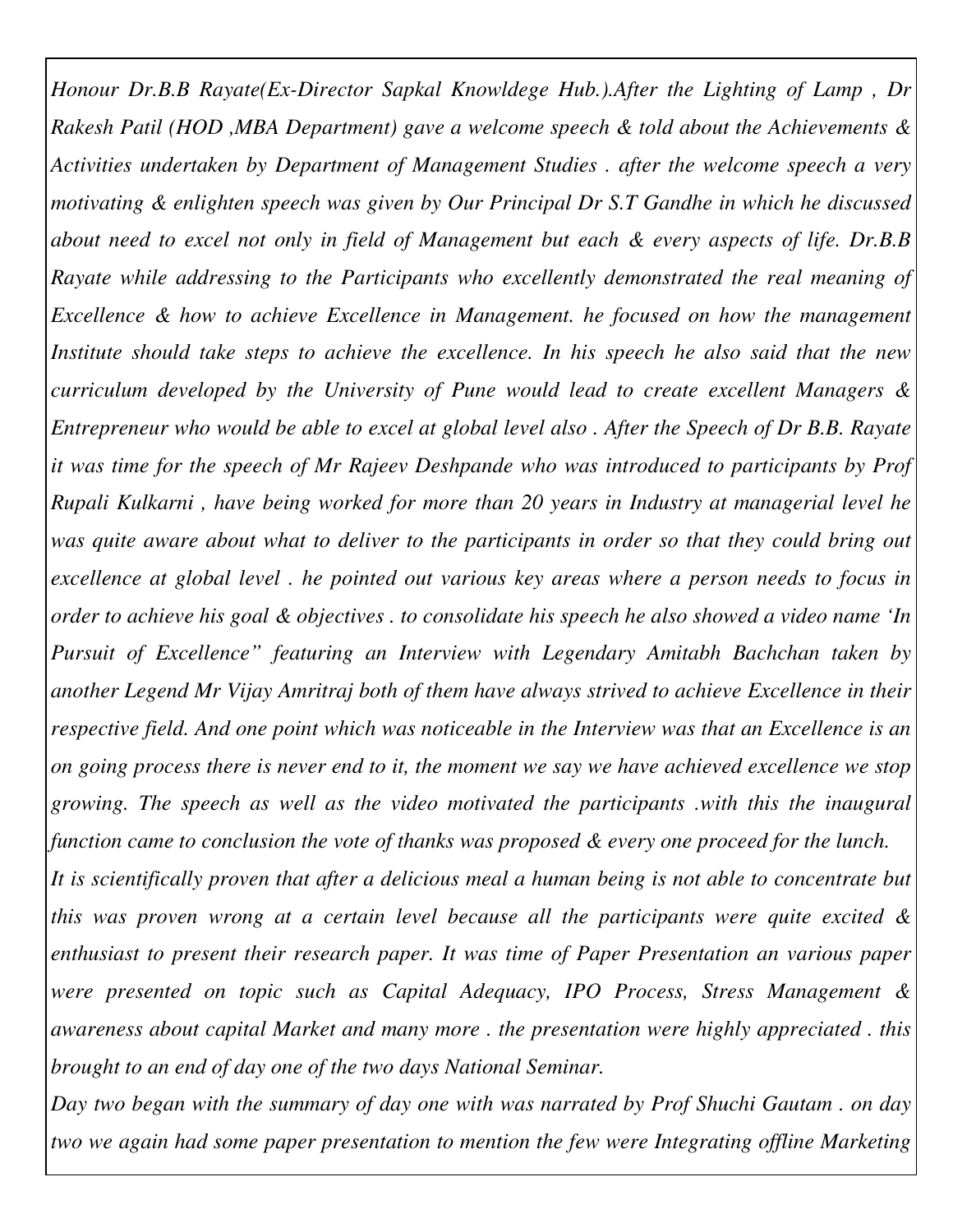*Honour Dr.B.B Rayate(Ex-Director Sapkal Knowldege Hub.).After the Lighting of Lamp , Dr Rakesh Patil (HOD ,MBA Department) gave a welcome speech & told about the Achievements & Activities undertaken by Department of Management Studies . after the welcome speech a very motivating & enlighten speech was given by Our Principal Dr S.T Gandhe in which he discussed about need to excel not only in field of Management but each & every aspects of life. Dr.B.B Rayate while addressing to the Participants who excellently demonstrated the real meaning of Excellence & how to achieve Excellence in Management. he focused on how the management Institute should take steps to achieve the excellence. In his speech he also said that the new curriculum developed by the University of Pune would lead to create excellent Managers & Entrepreneur who would be able to excel at global level also . After the Speech of Dr B.B. Rayate it was time for the speech of Mr Rajeev Deshpande who was introduced to participants by Prof Rupali Kulkarni , have being worked for more than 20 years in Industry at managerial level he was quite aware about what to deliver to the participants in order so that they could bring out excellence at global level . he pointed out various key areas where a person needs to focus in order to achieve his goal & objectives . to consolidate his speech he also showed a video name 'In Pursuit of Excellence" featuring an Interview with Legendary Amitabh Bachchan taken by another Legend Mr Vijay Amritraj both of them have always strived to achieve Excellence in their respective field. And one point which was noticeable in the Interview was that an Excellence is an on going process there is never end to it, the moment we say we have achieved excellence we stop growing. The speech as well as the video motivated the participants .with this the inaugural function came to conclusion the vote of thanks was proposed & every one proceed for the lunch.*

*It is scientifically proven that after a delicious meal a human being is not able to concentrate but this was proven wrong at a certain level because all the participants were quite excited & enthusiast to present their research paper. It was time of Paper Presentation an various paper were presented on topic such as Capital Adequacy, IPO Process, Stress Management & awareness about capital Market and many more . the presentation were highly appreciated . this brought to an end of day one of the two days National Seminar.*

*Day two began with the summary of day one with was narrated by Prof Shuchi Gautam . on day two we again had some paper presentation to mention the few were Integrating offline Marketing*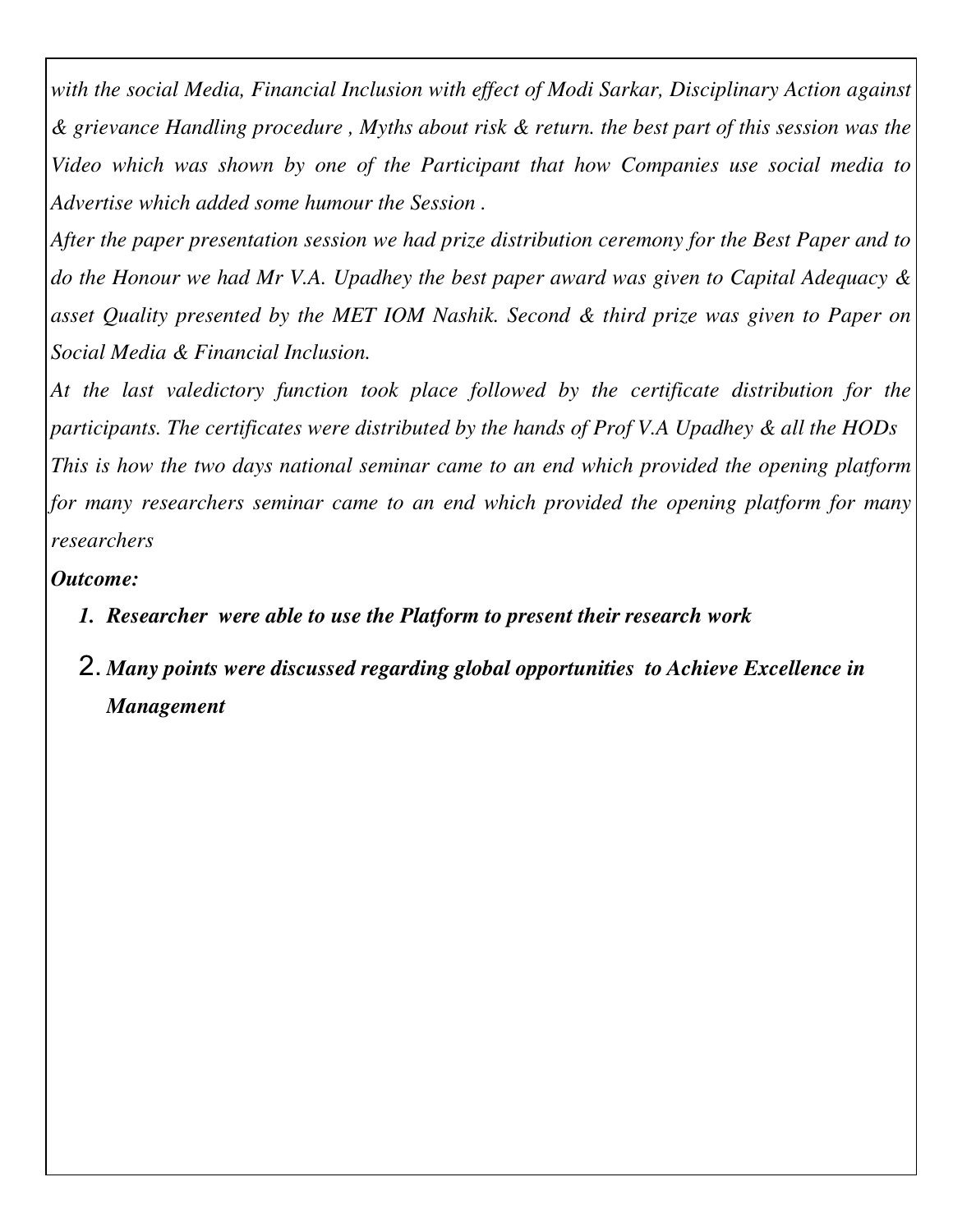*with the social Media, Financial Inclusion with effect of Modi Sarkar, Disciplinary Action against & grievance Handling procedure , Myths about risk & return. the best part of this session was the Video which was shown by one of the Participant that how Companies use social media to Advertise which added some humour the Session .*

*After the paper presentation session we had prize distribution ceremony for the Best Paper and to do the Honour we had Mr V.A. Upadhey the best paper award was given to Capital Adequacy & asset Quality presented by the MET IOM Nashik. Second & third prize was given to Paper on Social Media & Financial Inclusion.*

*At the last valedictory function took place followed by the certificate distribution for the participants. The certificates were distributed by the hands of Prof V.A Upadhey & all the HODs*

*This is how the two days national seminar came to an end which provided the opening platform for many researchers seminar came to an end which provided the opening platform for many researchers*

***Outcome:***

1. ***Researcher were able to use the Platform to present their research work***
2. ***Many points were discussed regarding global opportunities to Achieve Excellence in Management***